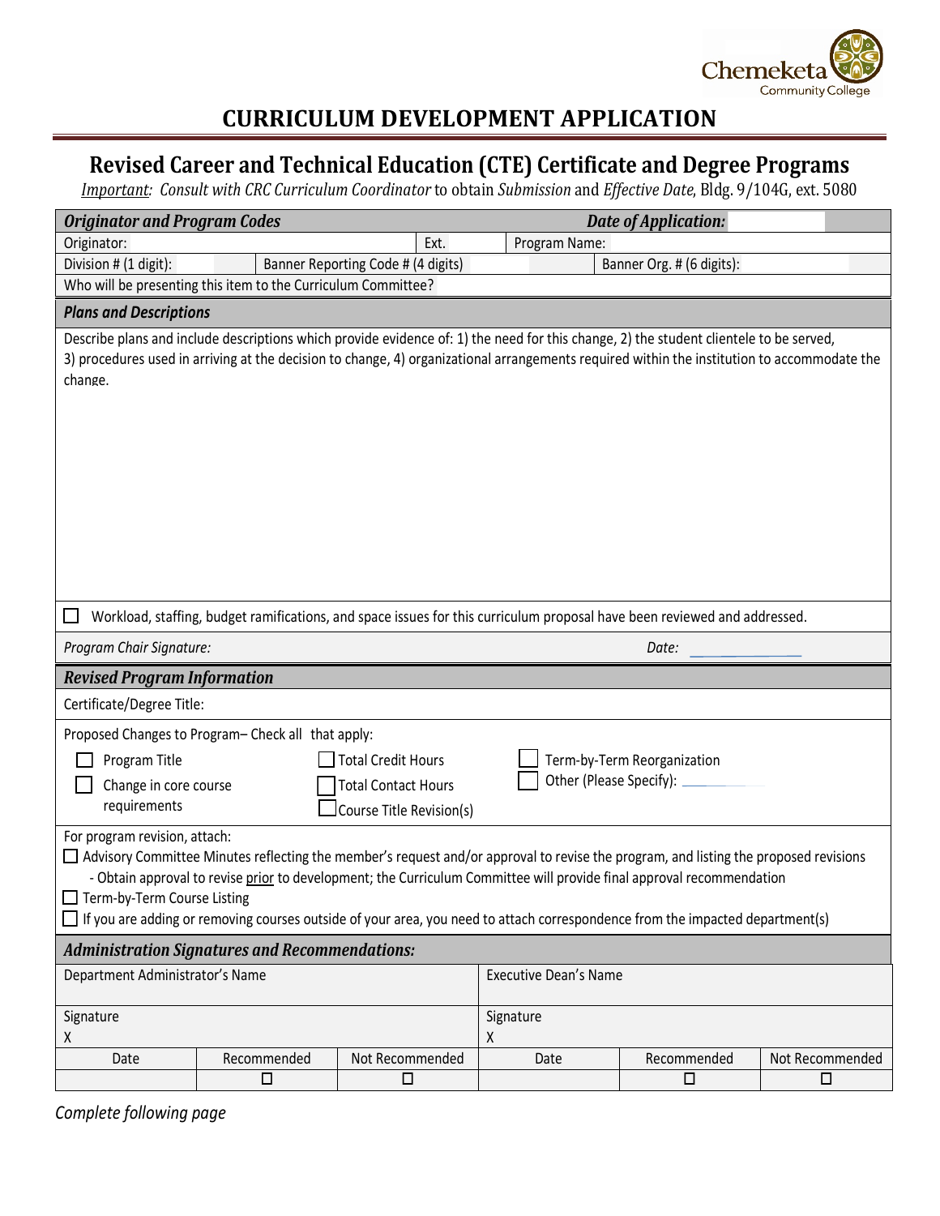Chemeketa Community College

# CURRICULUM DEVELOPMENT APPLICATION

## Revised Career and Technical Education (CTE) Certificate and Degree Programs

*Important: Consult with CRC Curriculum Coordinator* to obtain *Submission* and *Effective Date*, Bldg. 9/104G, ext. 5080

### *Originator and Program Codes* — *Date of Application:*

| | | | | | |
|---|---|---|---|---|---|
| Originator: | | Ext. | Program Name: | | |
| Division # (1 digit): | | Banner Reporting Code # (4 digits) | | Banner Org. # (6 digits): | |
| Who will be presenting this item to the Curriculum Committee? | | | | | |

### *Plans and Descriptions*

Describe plans and include descriptions which provide evidence of: 1) the need for this change, 2) the student clientele to be served, 3) procedures used in arriving at the decision to change, 4) organizational arrangements required within the institution to accommodate the change.

☐ Workload, staffing, budget ramifications, and space issues for this curriculum proposal have been reviewed and addressed.

*Program Chair Signature:* *Date:*

### *Revised Program Information*

Certificate/Degree Title:

Proposed Changes to Program– Check all that apply:

- ☐ Program Title
- ☐ Change in core course requirements
- ☐ Total Credit Hours
- ☐ Total Contact Hours
- ☐ Course Title Revision(s)
- ☐ Term-by-Term Reorganization
- ☐ Other (Please Specify):

For program revision, attach:

☐ Advisory Committee Minutes reflecting the member's request and/or approval to revise the program, and listing the proposed revisions
- Obtain approval to revise prior to development; the Curriculum Committee will provide final approval recommendation

☐ Term-by-Term Course Listing

☐ If you are adding or removing courses outside of your area, you need to attach correspondence from the impacted department(s)

### *Administration Signatures and Recommendations:*

| Department Administrator's Name | | | Executive Dean's Name | | |
|---|---|---|---|---|---|
| Signature<br>X | | | Signature<br>X | | |
| Date | Recommended | Not Recommended | Date | Recommended | Not Recommended |
| | ☐ | ☐ | | ☐ | ☐ |

*Complete following page*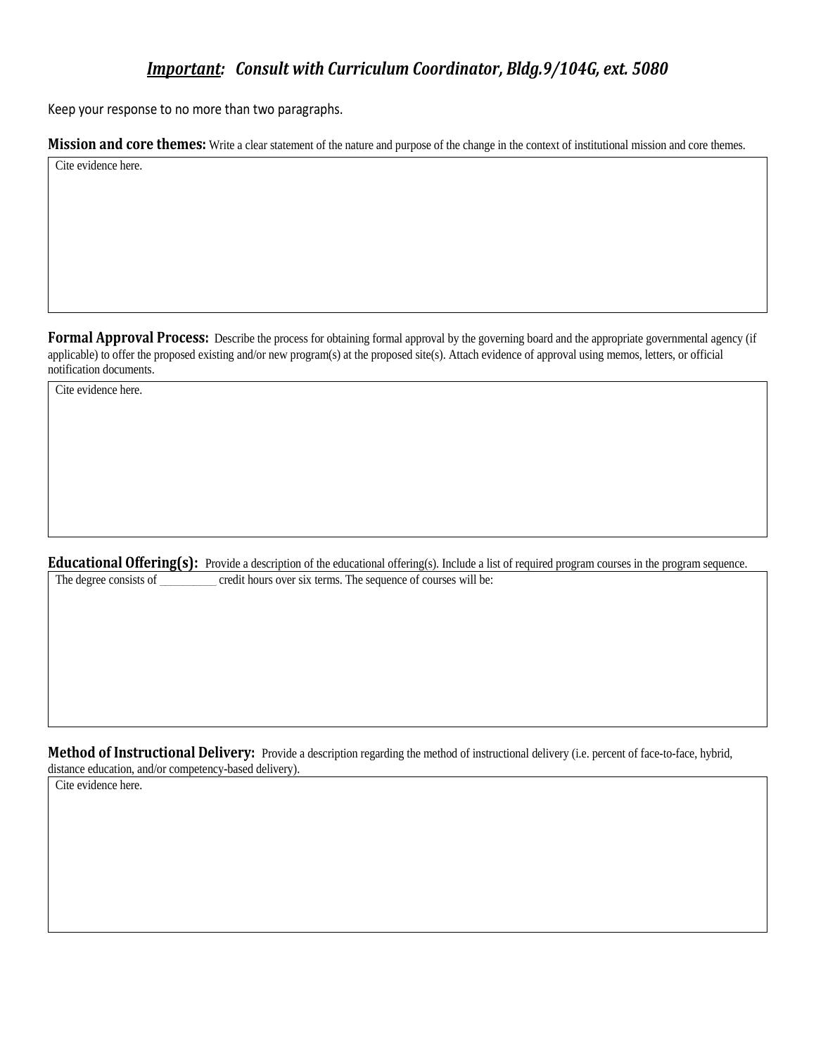***Important*: Consult with Curriculum Coordinator, Bldg.9/104G, ext. 5080**

Keep your response to no more than two paragraphs.

**Mission and core themes:** Write a clear statement of the nature and purpose of the change in the context of institutional mission and core themes.

Cite evidence here.

**Formal Approval Process:** Describe the process for obtaining formal approval by the governing board and the appropriate governmental agency (if applicable) to offer the proposed existing and/or new program(s) at the proposed site(s). Attach evidence of approval using memos, letters, or official notification documents.

Cite evidence here.

**Educational Offering(s):** Provide a description of the educational offering(s). Include a list of required program courses in the program sequence.

The degree consists of __________ credit hours over six terms. The sequence of courses will be:

**Method of Instructional Delivery:** Provide a description regarding the method of instructional delivery (i.e. percent of face-to-face, hybrid, distance education, and/or competency-based delivery).

Cite evidence here.